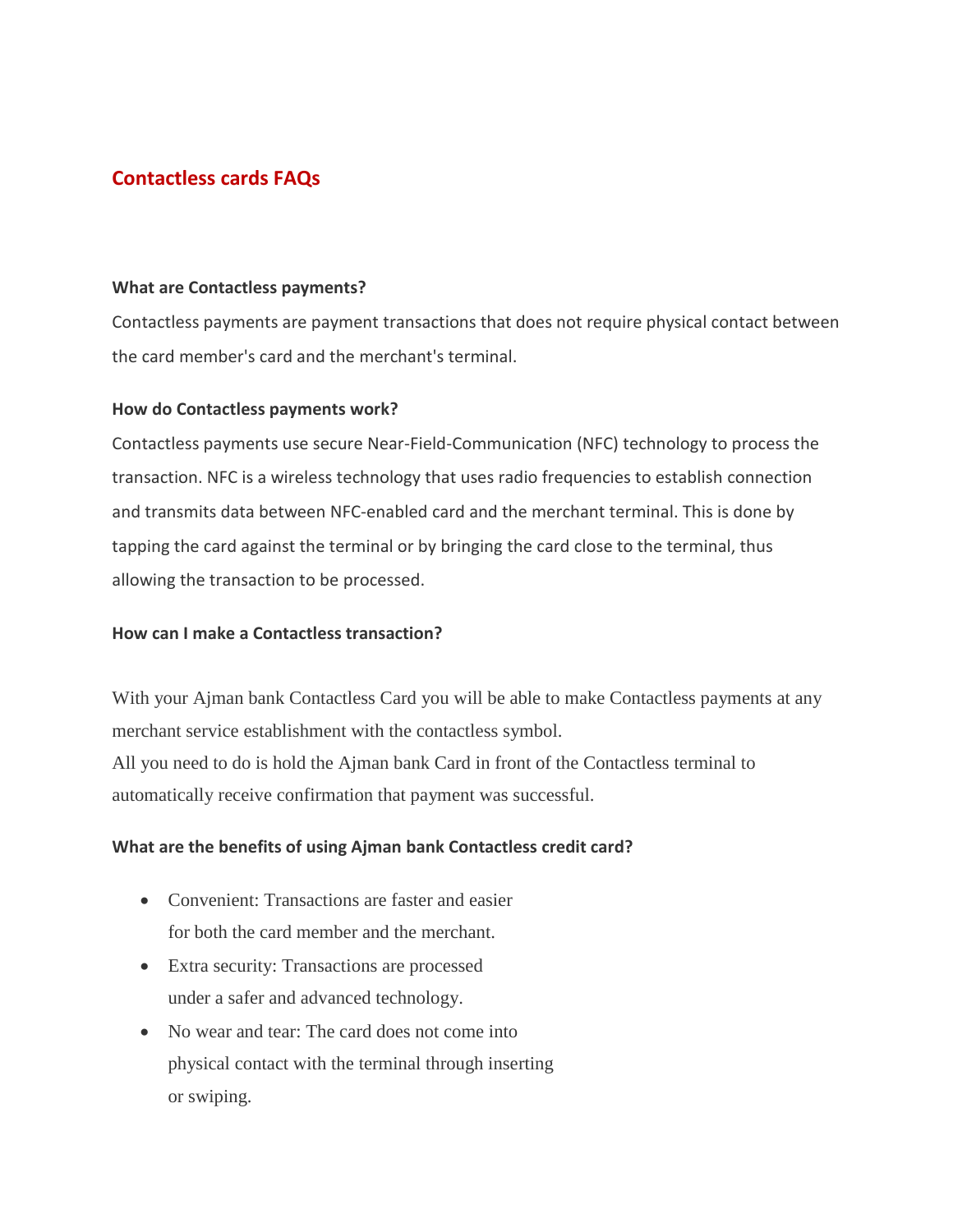# Contactless cards FAQs

**What are Contactless payments?**

Contactless payments are payment transactions that does not require physical contact between the card member's card and the merchant's terminal.

**How do Contactless payments work?**

Contactless payments use secure Near-Field-Communication (NFC) technology to process the transaction. NFC is a wireless technology that uses radio frequencies to establish connection and transmits data between NFC-enabled card and the merchant terminal. This is done by tapping the card against the terminal or by bringing the card close to the terminal, thus allowing the transaction to be processed.

**How can I make a Contactless transaction?**

With your Ajman bank Contactless Card you will be able to make Contactless payments at any merchant service establishment with the contactless symbol.
All you need to do is hold the Ajman bank Card in front of the Contactless terminal to automatically receive confirmation that payment was successful.

**What are the benefits of using Ajman bank Contactless credit card?**

- Convenient: Transactions are faster and easier for both the card member and the merchant.
- Extra security: Transactions are processed under a safer and advanced technology.
- No wear and tear: The card does not come into physical contact with the terminal through inserting or swiping.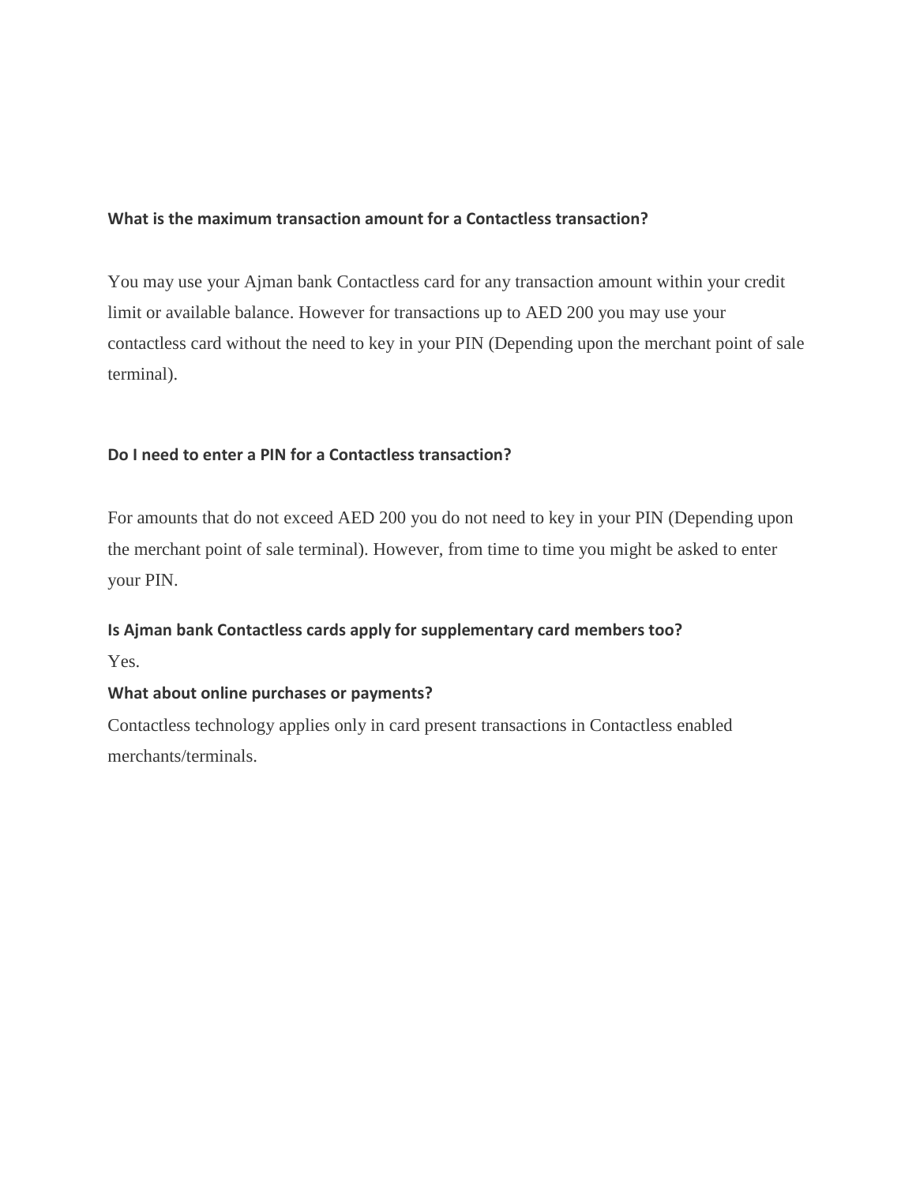**What is the maximum transaction amount for a Contactless transaction?**

You may use your Ajman bank Contactless card for any transaction amount within your credit limit or available balance. However for transactions up to AED 200 you may use your contactless card without the need to key in your PIN (Depending upon the merchant point of sale terminal).

**Do I need to enter a PIN for a Contactless transaction?**

For amounts that do not exceed AED 200 you do not need to key in your PIN (Depending upon the merchant point of sale terminal). However, from time to time you might be asked to enter your PIN.

**Is Ajman bank Contactless cards apply for supplementary card members too?**

Yes.

**What about online purchases or payments?**

Contactless technology applies only in card present transactions in Contactless enabled merchants/terminals.